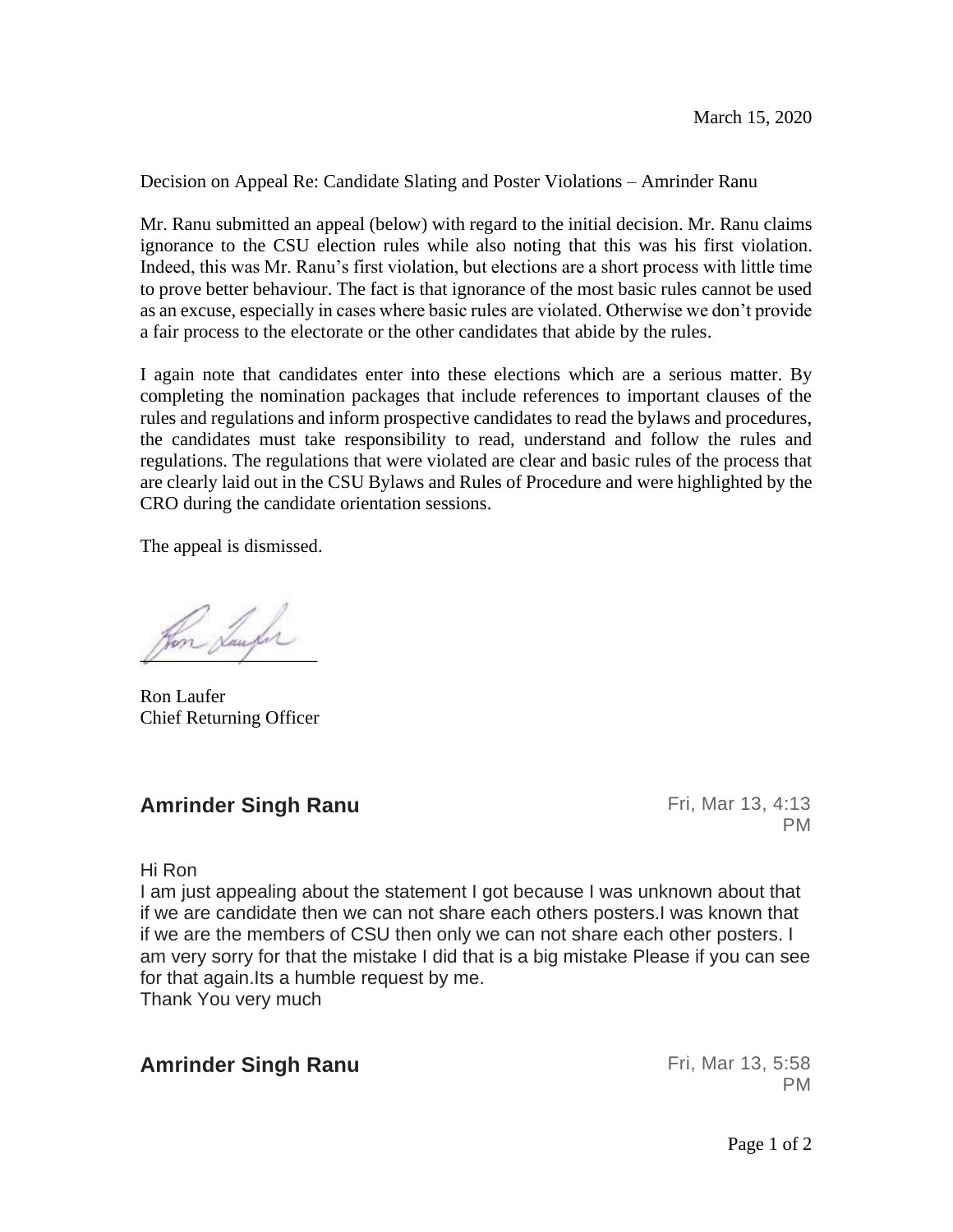March 15, 2020

Decision on Appeal Re: Candidate Slating and Poster Violations – Amrinder Ranu

Mr. Ranu submitted an appeal (below) with regard to the initial decision. Mr. Ranu claims ignorance to the CSU election rules while also noting that this was his first violation. Indeed, this was Mr. Ranu's first violation, but elections are a short process with little time to prove better behaviour. The fact is that ignorance of the most basic rules cannot be used as an excuse, especially in cases where basic rules are violated. Otherwise we don't provide a fair process to the electorate or the other candidates that abide by the rules.

I again note that candidates enter into these elections which are a serious matter. By completing the nomination packages that include references to important clauses of the rules and regulations and inform prospective candidates to read the bylaws and procedures, the candidates must take responsibility to read, understand and follow the rules and regulations. The regulations that were violated are clear and basic rules of the process that are clearly laid out in the CSU Bylaws and Rules of Procedure and were highlighted by the CRO during the candidate orientation sessions.

The appeal is dismissed.

Ron Laufer
Chief Returning Officer

**Amrinder Singh Ranu** Fri, Mar 13, 4:13 PM

Hi Ron
I am just appealing about the statement I got because I was unknown about that if we are candidate then we can not share each others posters.I was known that if we are the members of CSU then only we can not share each other posters. I am very sorry for that the mistake I did that is a big mistake Please if you can see for that again.Its a humble request by me.
Thank You very much

**Amrinder Singh Ranu** Fri, Mar 13, 5:58 PM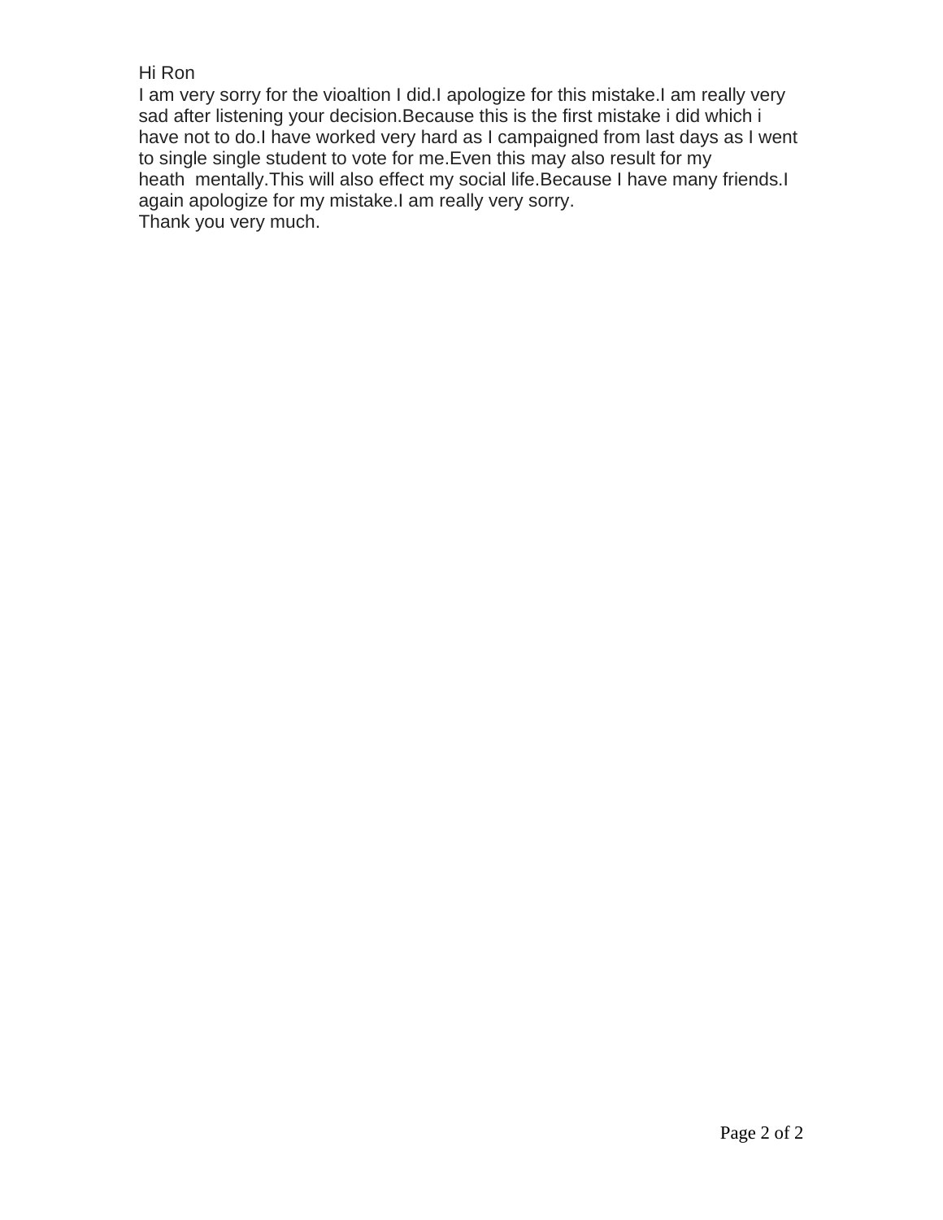Hi Ron
I am very sorry for the vioaltion I did.I apologize for this mistake.I am really very sad after listening your decision.Because this is the first mistake i did which i have not to do.I have worked very hard as I campaigned from last days as I went to single single student to vote for me.Even this may also result for my heath  mentally.This will also effect my social life.Because I have many friends.I again apologize for my mistake.I am really very sorry.
Thank you very much.